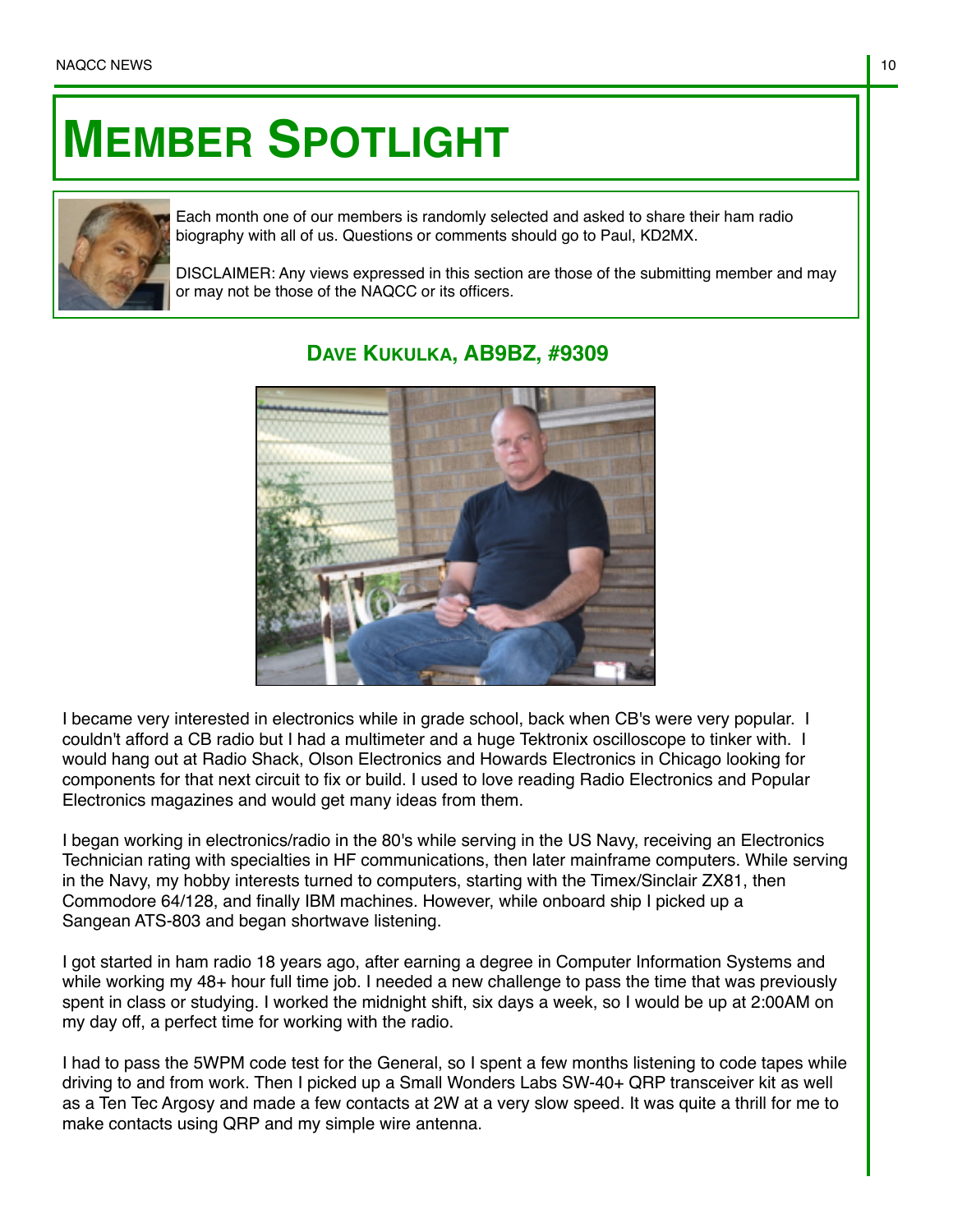# MEMBER SPOTLIGHT

Each month one of our members is randomly selected and asked to share their ham radio biography with all of us. Questions or comments should go to Paul, KD2MX.

DISCLAIMER: Any views expressed in this section are those of the submitting member and may or may not be those of the NAQCC or its officers.

## DAVE KUKULKA, AB9BZ, #9309

I became very interested in electronics while in grade school, back when CB's were very popular. I couldn't afford a CB radio but I had a multimeter and a huge Tektronix oscilloscope to tinker with. I would hang out at Radio Shack, Olson Electronics and Howards Electronics in Chicago looking for components for that next circuit to fix or build. I used to love reading Radio Electronics and Popular Electronics magazines and would get many ideas from them.

I began working in electronics/radio in the 80's while serving in the US Navy, receiving an Electronics Technician rating with specialties in HF communications, then later mainframe computers. While serving in the Navy, my hobby interests turned to computers, starting with the Timex/Sinclair ZX81, then Commodore 64/128, and finally IBM machines. However, while onboard ship I picked up a Sangean ATS-803 and began shortwave listening.

I got started in ham radio 18 years ago, after earning a degree in Computer Information Systems and while working my 48+ hour full time job. I needed a new challenge to pass the time that was previously spent in class or studying. I worked the midnight shift, six days a week, so I would be up at 2:00AM on my day off, a perfect time for working with the radio.

I had to pass the 5WPM code test for the General, so I spent a few months listening to code tapes while driving to and from work. Then I picked up a Small Wonders Labs SW-40+ QRP transceiver kit as well as a Ten Tec Argosy and made a few contacts at 2W at a very slow speed. It was quite a thrill for me to make contacts using QRP and my simple wire antenna.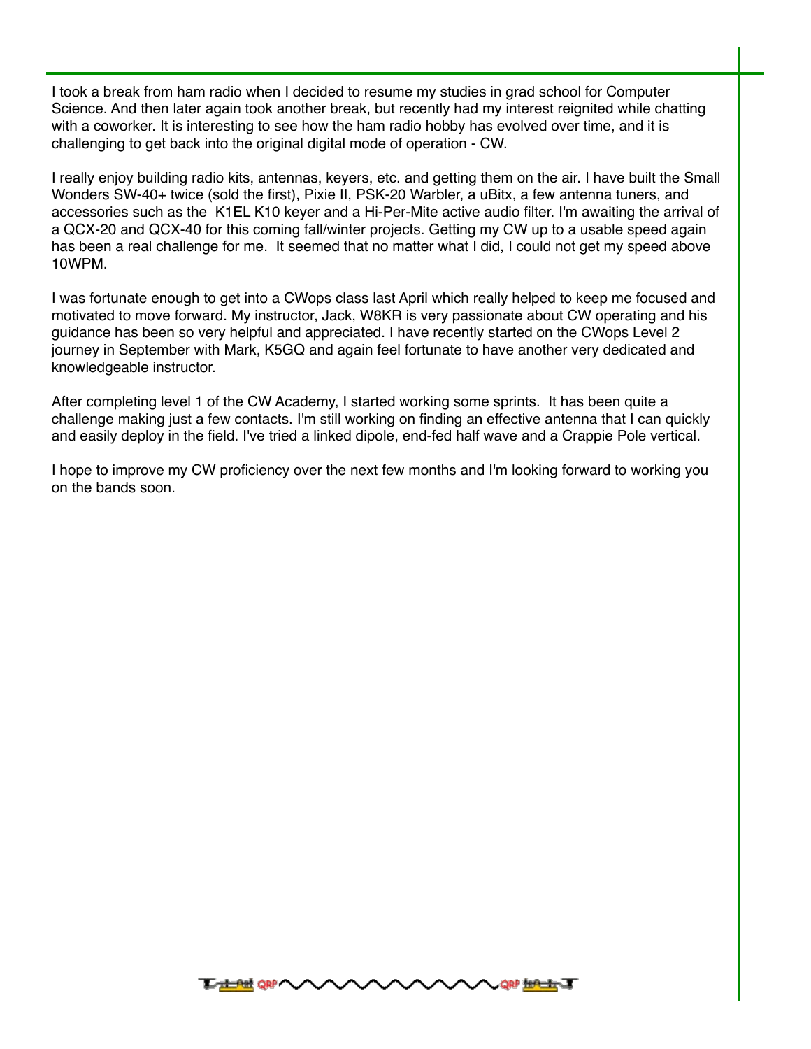I took a break from ham radio when I decided to resume my studies in grad school for Computer Science. And then later again took another break, but recently had my interest reignited while chatting with a coworker. It is interesting to see how the ham radio hobby has evolved over time, and it is challenging to get back into the original digital mode of operation - CW.

I really enjoy building radio kits, antennas, keyers, etc. and getting them on the air. I have built the Small Wonders SW-40+ twice (sold the first), Pixie II, PSK-20 Warbler, a uBitx, a few antenna tuners, and accessories such as the K1EL K10 keyer and a Hi-Per-Mite active audio filter. I'm awaiting the arrival of a QCX-20 and QCX-40 for this coming fall/winter projects. Getting my CW up to a usable speed again has been a real challenge for me. It seemed that no matter what I did, I could not get my speed above 10WPM.

I was fortunate enough to get into a CWops class last April which really helped to keep me focused and motivated to move forward. My instructor, Jack, W8KR is very passionate about CW operating and his guidance has been so very helpful and appreciated. I have recently started on the CWops Level 2 journey in September with Mark, K5GQ and again feel fortunate to have another very dedicated and knowledgeable instructor.

After completing level 1 of the CW Academy, I started working some sprints. It has been quite a challenge making just a few contacts. I'm still working on finding an effective antenna that I can quickly and easily deploy in the field. I've tried a linked dipole, end-fed half wave and a Crappie Pole vertical.

I hope to improve my CW proficiency over the next few months and I'm looking forward to working you on the bands soon.